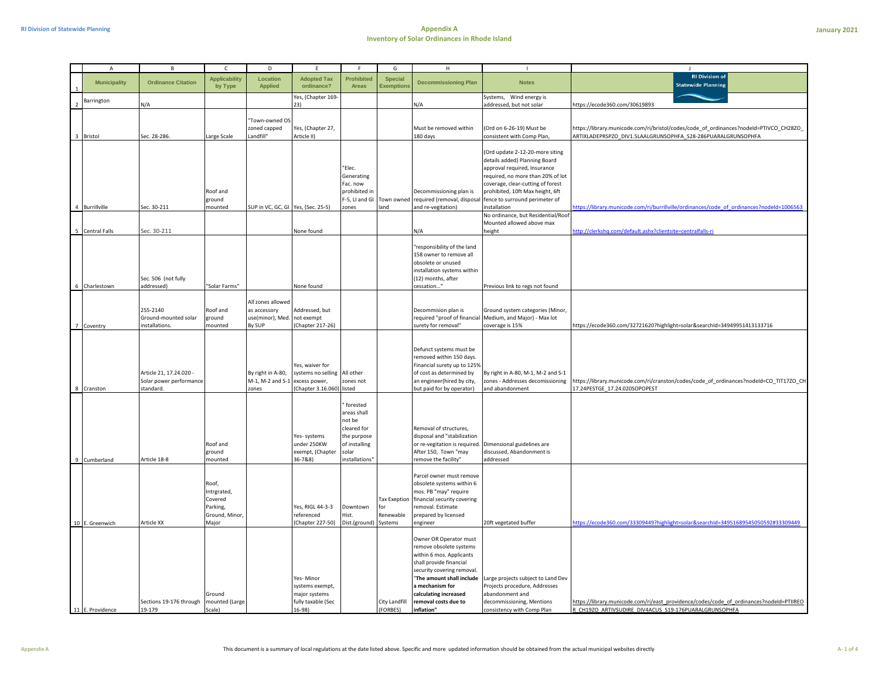# Appendix A
## Inventory of Solar Ordinances in Rhode Island

| | Municipality | Ordinance Citation | Applicability by Type | Location Applied | Adopted Tax ordinance? | Prohibited Areas | Special Exemptions | Decommissioning Plan | Notes | |
|---|---|---|---|---|---|---|---|---|---|---|
| 2 | Barrington | N/A | | | Yes, (Chapter 169-23) | | | N/A | Systems, Wind energy is addressed, but not solar | https://ecode360.com/30619893 |
| 3 | Bristol | Sec. 28-286. | Large Scale | "Town-owned OS zoned capped Landfill" | Yes, (Chapter 27, Article II) | | | Must be removed within 180 days | (Ord on 6-26-19) Must be consistent with Comp Plan, | https://library.municode.com/ri/bristol/codes/code_of_ordinances?nodeId=PTIVCO_CH28ZO_ARTIXLADEPRSPZO_DIV1.5LAALGRUNSOPHFA_S28-286PUARALGRUNSOPHFA |
| 4 | Burrillville | Sec. 30-211 | Roof and ground mounted | SUP in VC, GC, GI | Yes, (Sec. 25-5) | "Elec. Generating Fac. now prohibited in F-5, LI and GI zones | Town owned land | Decommissioning plan is required (removal, disposal and re-vegitation) | (Ord update 2-12-20-more siting details added) Planning Board approval required, Insurance required, no more than 20% of lot coverage, clear-cutting of forest prohibited, 10ft Max height, 6ft fence to surround perimeter of installation | https://library.municode.com/ri/burrillville/ordinances/code_of_ordinances?nodeId=1006563 |
| 5 | Central Falls | Sec. 30-211 | | | None found | | | N/A | No ordinance, but Residential/Roof Mounted allowed above max height | http://clerkshq.com/default.ashx?clientsite=centralfalls-ri |
| 6 | Charlestown | Sec. 506 (not fully addressed) | "Solar Farms" | | None found | | | "responsibility of the land 158 owner to remove all obsolete or unused installation systems within (12) months, after cessation..." | Previous link to regs not found | |
| 7 | Coventry | 255-2140 Ground-mounted solar installations. | Roof and ground mounted | All zones allowed as accessory use(minor), Med. By SUP | Addressed, but not exempt (Chapter 217-26) | | | Decommision plan is required "proof of financial surety for removal" | Ground system categories (Minor, Medium, and Major) - Max lot coverage is 15% | https://ecode360.com/32721620?highlight=solar&searchId=34949951413133716 |
| 8 | Cranston | Article 21, 17.24.020 - Solar power performance standard. | | By right in A-80, M-1, M-2 and S-1 zones | Yes, waiver for systems no selling excess power, (Chapter 3.16.060) | All other zones not listed | | Defunct systems must be removed within 150 days. Financial surety up to 125% of cost as determined by an engineer(hired by city, but paid for by operator) | By right in A-80, M-1, M-2 and S-1 zones - Addresses decommissioning and abandonment | https://library.municode.com/ri/cranston/codes/code_of_ordinances?nodeId=CO_TIT17ZO_CH17.24PESTGE_17.24.020SOPOPEST |
| 9 | Cumberland | Article 18-8 | Roof and ground mounted | | Yes- systems under 250KW exempt, (Chapter 36-7&8) | " forested areas shall not be cleared for the purpose of installing solar installations" | | Removal of structures, disposal and "stabilization or re-vegitation is required. After 150, Town "may remove the facility" | Dimensional guidelines are discussed, Abandonment is addressed | |
| 10 | E. Greenwich | Article XX | Roof, Intgrated, Covered Parking, Ground, Minor, Major | | Yes, RIGL 44-3-3 referenced (Chapter 227-50) | Downtown Hist. Dist.(ground) | Tax Exeption for Renewable Systems | Parcel owner must remove obsolete systems within 6 mos. PB "may" require financial security covering removal. Estimate prepared by licensed engineer | 20ft vegetated buffer | https://ecode360.com/33309449?highlight=solar&searchId=34951689545050592#33309449 |
| 11 | E. Providence | Sections 19-176 through 19-179 | Ground mounted (Large Scale) | | Yes- Minor systems exempt, major systems fully taxable (Sec 16-98) | | City Landfill (FORBES) | Owner OR Operator must remove obsolete systems within 6 mos. Applicants shall provide financial security covering removal. "**The amount shall include a mechanism for calculating increased removal costs due to inflation**" | Large projects subject to Land Dev Projects procedure, Addresses abandonment and decommissioning, Mentions consistency with Comp Plan | https://library.municode.com/ri/east_providence/codes/code_of_ordinances?nodeId=PTIIREOR_CH19ZO_ARTIVSUDIRE_DIV4ACUS_S19-176PUARALGRUNSOPHFA |

This document is a summary of local regulations at the date listed above. Specific and more updated information should be obtained from the actual municipal websites directly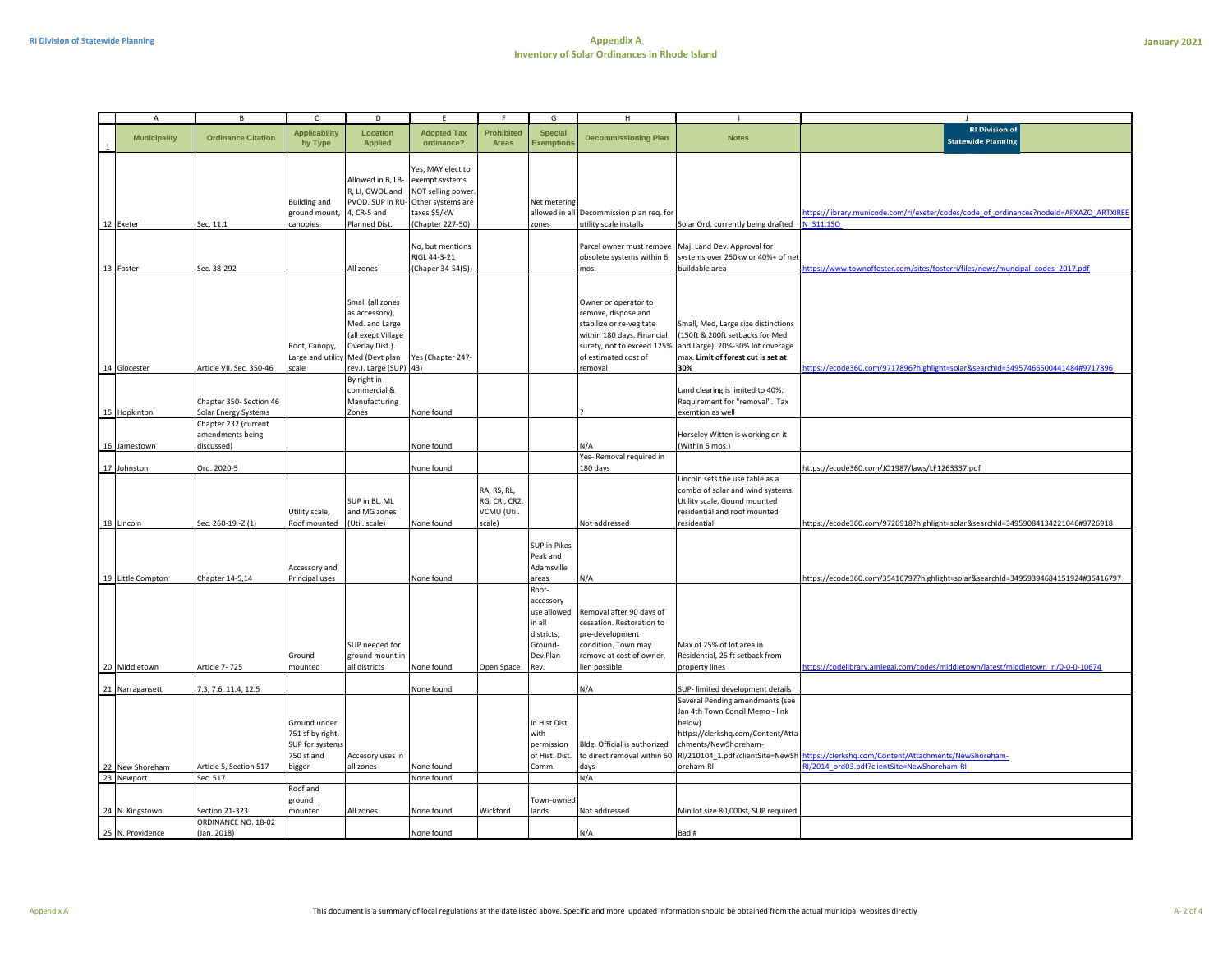# Appendix A
## Inventory of Solar Ordinances in Rhode Island

| | A | B | C | D | E | F | G | H | I | J |
|---|---|---|---|---|---|---|---|---|---|---|
| 1 | Municipality | Ordinance Citation | Applicability by Type | Location Applied | Adopted Tax ordinance? | Prohibited Areas | Special Exemptions | Decommissioning Plan | Notes | |
| 12 | Exeter | Sec. 11.1 | Building and ground mount, canopies | Allowed in B, LB-R, LI, GWOL and PVOD. SUP in RU-4, CR-5 and Planned Dist. | Yes, MAY elect to exempt systems NOT selling power. Other systems are taxes $5/kW (Chapter 227-50) | | Net metering allowed in all zones | Decommission plan req. for utility scale installs | Solar Ord. currently being drafted | https://library.municode.com/ri/exeter/codes/code_of_ordinances?nodeId=APXAZO_ARTXIEEN_S11.1SO |
| 13 | Foster | Sec. 38-292 | | All zones | No, but mentions RIGL 44-3-21 (Chaper 34-54(5)) | | | Parcel owner must remove obsolete systems within 6 mos. | Maj. Land Dev. Approval for systems over 250kw or 40%+ of net buildable area | https://www.townoffoster.com/sites/fosterri/files/news/muncipal_codes_2017.pdf |
| 14 | Glocester | Article VII, Sec. 350-46 | Roof, Canopy, Large and utility scale | Small (all zones as accessory), Med. and Large (all exept Village Overlay Dist.). Med (Devt plan rev.), Large (SUP) | Yes (Chapter 247-43) | | | Owner or operator to remove, dispose and stabilize or re-vegitate within 180 days. Financial surety, not to exceed 125% of estimated cost of removal | Small, Med, Large size distinctions (150ft & 200ft setbacks for Med and Large). 20%-30% lot coverage max. **Limit of forest cut is set at 30%** | https://ecode360.com/9717896?highlight=solar&searchId=349574665004414848#9717896 |
| 15 | Hopkinton | Chapter 350- Section 46 Solar Energy Systems | | By right in commercial & Manufacturing Zones | None found | | | ? | Land clearing is limited to 40%. Requirement for "removal". Tax exemtion as well | |
| 16 | Jamestown | Chapter 232 (current amendments being discussed) | | | None found | | | N/A | Horseley Witten is working on it (Within 6 mos.) | |
| 17 | Johnston | Ord. 2020-5 | | | None found | | | Yes- Removal required in 180 days | | https://ecode360.com/JO1987/laws/LF1263337.pdf |
| 18 | Lincoln | Sec. 260-19 -Z.(1) | Utility scale, Roof mounted | SUP in BL, ML and MG zones (Util. scale) | None found | RA, RS, RL, RG, CRI, CR2, VCMU (Util. scale) | | Not addressed | Lincoln sets the use table as a combo of solar and wind systems. Utility scale, Gound mounted residential and roof mounted residential | https://ecode360.com/9726918?highlight=solar&searchId=349590841342210466#9726918 |
| 19 | Little Compton | Chapter 14-5,14 | Accessory and Principal uses | | None found | | SUP in Pikes Peak and Adamsville areas | N/A | | https://ecode360.com/35416797?highlight=solar&searchId=349593946841519244#35416797 |
| 20 | Middletown | Article 7- 725 | Ground mounted | SUP needed for ground mount in all districts | None found | Open Space | Roof-accessory use allowed in all districts, Ground-Dev.Plan Rev. | Removal after 90 days of cessation. Restoration to pre-development condition. Town may remove at cost of owner, lien possible. | Max of 25% of lot area in Residential, 25 ft setback from property lines | https://codelibrary.amlegal.com/codes/middletown/latest/middletown_ri/0-0-0-10674 |
| 21 | Narragansett | 7.3, 7.6, 11.4, 12.5 | | | None found | | | N/A | SUP- limited development details | |
| 22 | New Shoreham | Article 5, Section 517 | Ground under 751 sf by right, SUP for systems 750 sf and bigger | Accesory uses in all zones | None found | | In Hist Dist with permission of Hist. Dist. Comm. | Bldg. Official is authorized to direct removal within 60 days | Several Pending amendments (see Jan 4th Town Concil Memo - link below) https://clerkshq.com/Content/Attachments/NewShoreham-RI/210104_1.pdf?clientSite=NewShoreham-RI | https://clerkshq.com/Content/Attachments/NewShoreham-RI/2014_ord03.pdf?clientSite=NewShoreham-RI |
| 23 | Newport | Sec. 517 | | | None found | | | N/A | | |
| 24 | N. Kingstown | Section 21-323 | Roof and ground mounted | All zones | None found | Wickford | Town-owned lands | Not addressed | Min lot size 80,000sf, SUP required | |
| 25 | N. Providence | ORDINANCE NO. 18-02 (Jan. 2018) | | | None found | | | N/A | Bad # | |

This document is a summary of local regulations at the date listed above. Specific and more updated information should be obtained from the actual municipal websites directly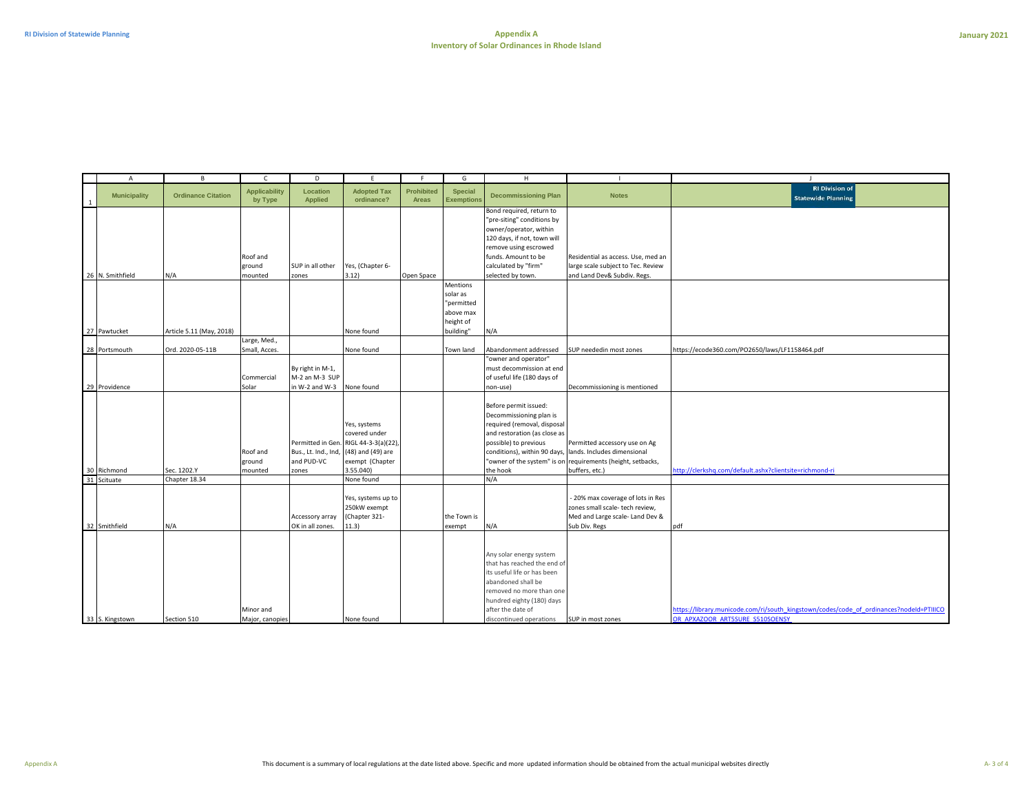# Appendix A
## Inventory of Solar Ordinances in Rhode Island

| | A | B | C | D | E | F | G | H | I | J |
|---|---|---|---|---|---|---|---|---|---|---|
| 1 | Municipality | Ordinance Citation | Applicability by Type | Location Applied | Adopted Tax ordinance? | Prohibited Areas | Special Exemptions | Decommissioning Plan | Notes | |
| 26 | N. Smithfield | N/A | Roof and ground mounted | SUP in all other zones | Yes, (Chapter 6-3.12) | Open Space | | Bond required, return to "pre-siting" conditions by owner/operator, within 120 days, if not, town will remove using escrowed funds. Amount to be calculated by "firm" selected by town. | Residential as access. Use, med an large scale subject to Tec. Review and Land Dev& Subdiv. Regs. | |
| 27 | Pawtucket | Article 5.11 (May, 2018) | | | None found | | Mentions solar as "permitted above max height of building" | N/A | | |
| 28 | Portsmouth | Ord. 2020-05-11B | Large, Med., Small, Acces. | | None found | | Town land | Abandonment addressed | SUP neededin most zones | https://ecode360.com/PO2650/laws/LF1158464.pdf |
| 29 | Providence | | Commercial Solar | By right in M-1, M-2 an M-3 SUP in W-2 and W-3 | None found | | | "owner and operator" must decommission at end of useful life (180 days of non-use) | Decommissioning is mentioned | |
| 30 | Richmond | Sec. 1202.Y | Roof and ground mounted | Permitted in Gen. Bus., Lt. Ind., Ind, and PUD-VC zones | Yes, systems covered under RIGL 44-3-3(a)(22), (48) and (49) are exempt (Chapter 3.55.040) | | | Before permit issued: Decommissioning plan is required (removal, disposal and restoration (as close as possible) to previous conditions), within 90 days, "owner of the system" is on the hook | Permitted accessory use on Ag lands. Includes dimensional requirements (height, setbacks, buffers, etc.) | http://clerkshq.com/default.ashx?clientsite=richmond-ri |
| 31 | Scituate | Chapter 18.34 | | | None found | | | N/A | | |
| 32 | Smithfield | N/A | | Accessory array OK in all zones. | Yes, systems up to 250kW exempt (Chapter 321-11.3) | | the Town is exempt | N/A | - 20% max coverage of lots in Res zones small scale- tech review, Med and Large scale- Land Dev & Sub Div. Regs | pdf |
| 33 | S. Kingstown | Section 510 | Minor and Major, canopies | | None found | | | Any solar energy system that has reached the end of its useful life or has been abandoned shall be removed no more than one hundred eighty (180) days after the date of discontinued operations | SUP in most zones | https://library.municode.com/ri/south_kingstown/codes/code_of_ordinances?nodeId=PTIIICOOR_APXAZOOR_ART5SURE_S510SOENSY |

This document is a summary of local regulations at the date listed above. Specific and more updated information should be obtained from the actual municipal websites directly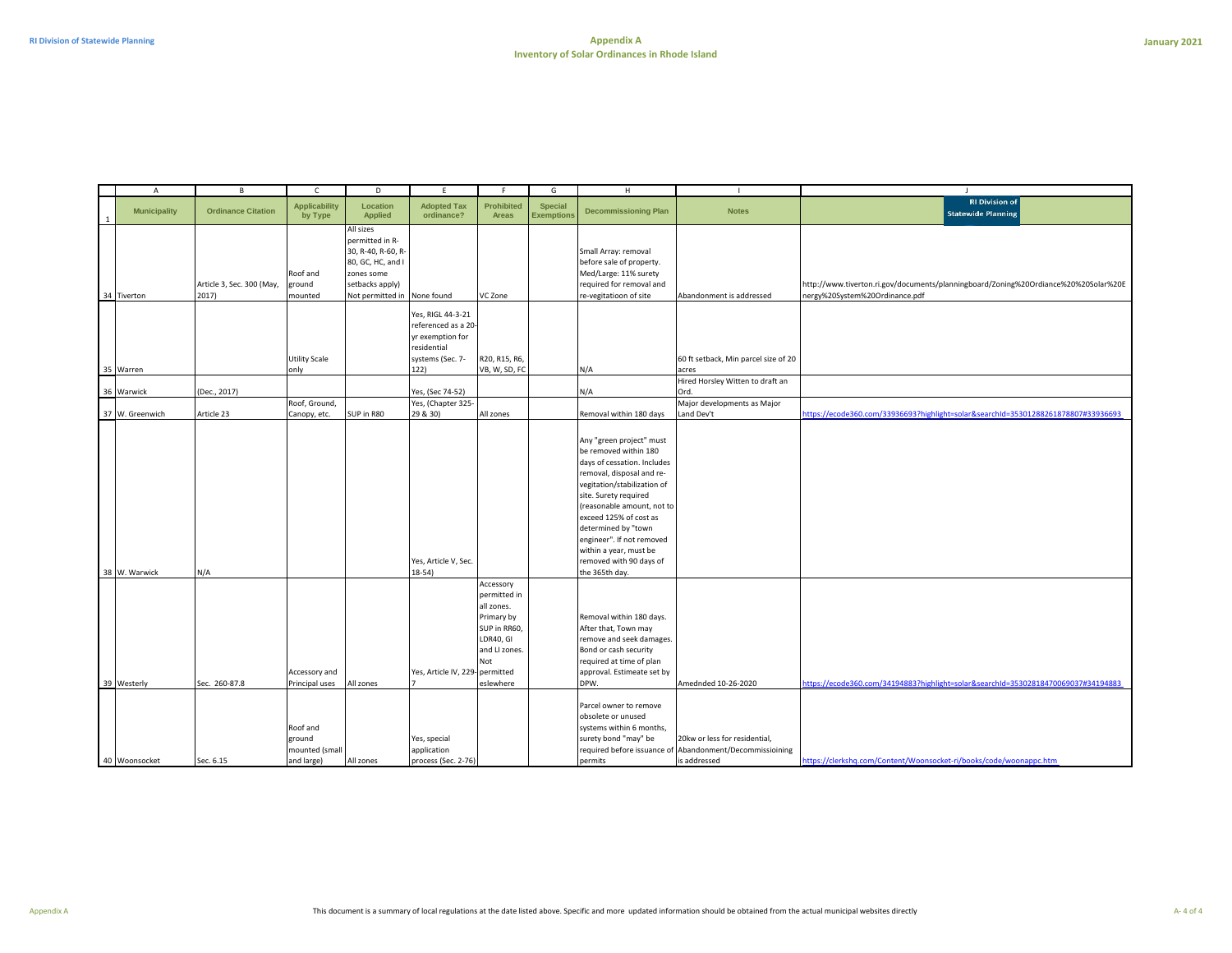# Appendix A
## Inventory of Solar Ordinances in Rhode Island

| | A | B | C | D | E | F | G | H | I | J |
|---|---|---|---|---|---|---|---|---|---|---|
| 1 | Municipality | Ordinance Citation | Applicability by Type | Location Applied | Adopted Tax ordinance? | Prohibited Areas | Special Exemptions | Decommissioning Plan | Notes | RI Division of Statewide Planning |
| 34 | Tiverton | Article 3, Sec. 300 (May, 2017) | Roof and ground mounted | All sizes permitted in R-30, R-40, R-60, R-80, GC, HC, and I zones some setbacks apply) Not permitted in | None found | VC Zone | | Small Array: removal before sale of property. Med/Large: 11% surety required for removal and re-vegitatioon of site | Abandonment is addressed | http://www.tiverton.ri.gov/documents/planningboard/Zoning%20Ordiance%20Solar%20Energy%20System%20Ordinance.pdf |
| 35 | Warren | | Utility Scale only | | Yes, RIGL 44-3-21 referenced as a 20-yr exemption for residential systems (Sec. 7-122) | R20, R15, R6, VB, W, SD, FC | | N/A | 60 ft setback, Min parcel size of 20 acres | |
| 36 | Warwick | (Dec., 2017) | | | Yes, (Sec 74-52) | | | N/A | Hired Horsley Witten to draft an Ord. | |
| 37 | W. Greenwich | Article 23 | Roof, Ground, Canopy, etc. | SUP in R80 | Yes, (Chapter 325-29 & 30) | All zones | | Removal within 180 days | Major developments as Major Land Dev't | https://ecode360.com/33936693?highlight=solar&searchId=35301288261878807#33936693 |
| 38 | W. Warwick | N/A | | | Yes, Article V, Sec. 18-54) | | | Any "green project" must be removed within 180 days of cessation. Includes removal, disposal and re-vegitation/stabilization of site. Surety required (reasonable amount, not to exceed 125% of cost as determined by "town engineer". If not removed within a year, must be removed with 90 days of the 365th day. | | |
| 39 | Westerly | Sec. 260-87.8 | Accessory and Principal uses | All zones | Yes, Article IV, 229-7 | Accessory permitted in all zones. Primary by SUP in RR60, LDR40, GI and LI zones. Not permitted eslewhere | | Removal within 180 days. After that, Town may remove and seek damages. Bond or cash security required at time of plan approval. Estimeate set by DPW. | Amednded 10-26-2020 | https://ecode360.com/34194883?highlight=solar&searchId=35302818470069037#34194883 |
| 40 | Woonsocket | Sec. 6.15 | Roof and ground mounted (small and large) | All zones | Yes, special application process (Sec. 2-76) | | | Parcel owner to remove obsolete or unused systems within 6 months, surety bond "may" be required before issuance of permits | 20kw or less for residential, Abandonment/Decommissioining is addressed | https://clerkshq.com/Content/Woonsocket-ri/books/code/woonappc.htm |

This document is a summary of local regulations at the date listed above. Specific and more updated information should be obtained from the actual municipal websites directly